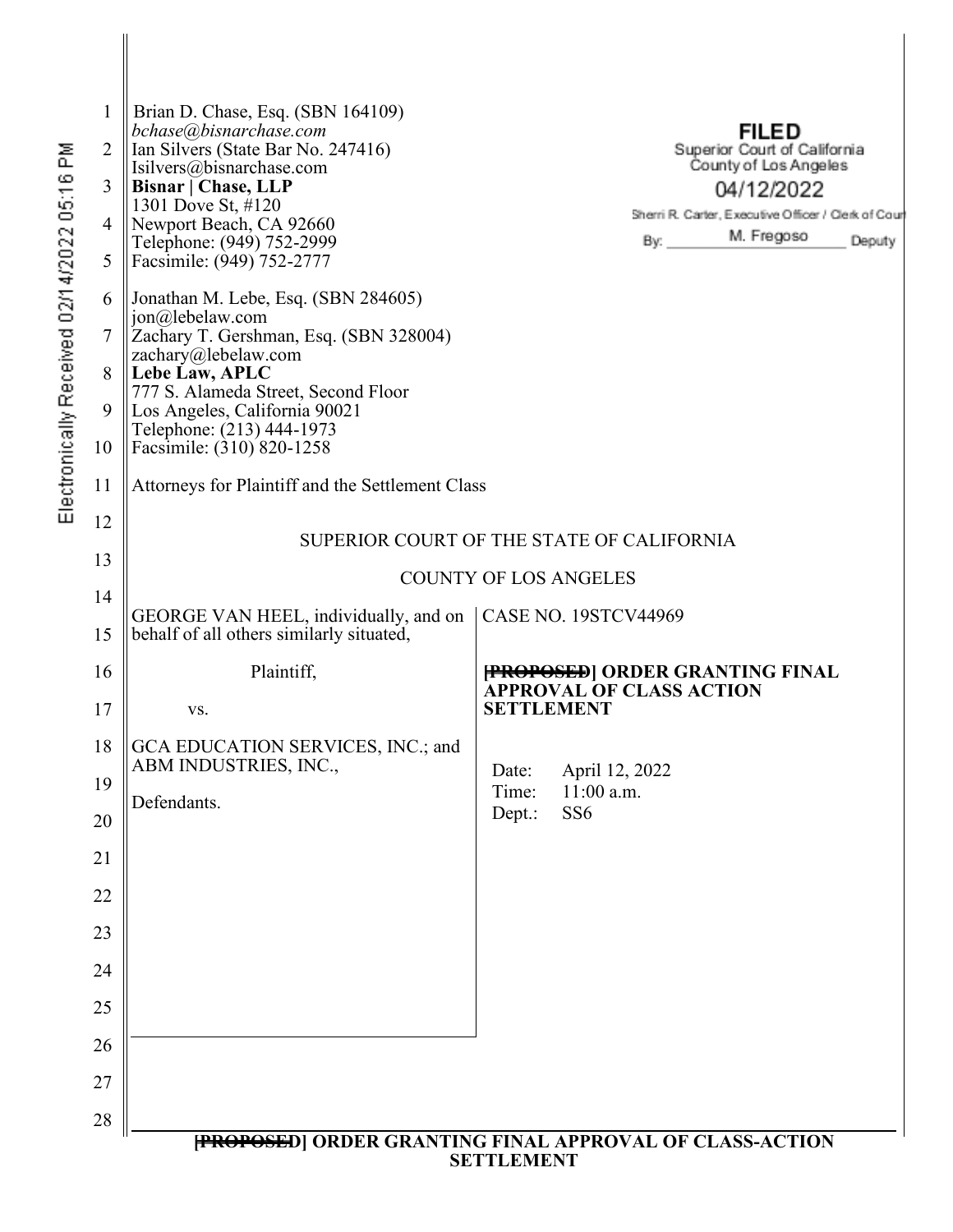Brian D. Chase, Esq. (SBN 164109)
*bchase@bisnarchase.com*
Ian Silvers (State Bar No. 247416)
Isilvers@bisnarchase.com
**Bisnar | Chase, LLP**
1301 Dove St, #120
Newport Beach, CA 92660
Telephone: (949) 752-2999
Facsimile: (949) 752-2777

Jonathan M. Lebe, Esq. (SBN 284605)
jon@lebelaw.com
Zachary T. Gershman, Esq. (SBN 328004)
zachary@lebelaw.com
**Lebe Law, APLC**
777 S. Alameda Street, Second Floor
Los Angeles, California 90021
Telephone: (213) 444-1973
Facsimile: (310) 820-1258

Attorneys for Plaintiff and the Settlement Class

**FILED**
Superior Court of California
County of Los Angeles
04/12/2022
Sherri R. Carter, Executive Officer / Clerk of Court
By: M. Fregoso Deputy

SUPERIOR COURT OF THE STATE OF CALIFORNIA

COUNTY OF LOS ANGELES

GEORGE VAN HEEL, individually, and on behalf of all others similarly situated,

Plaintiff,

vs.

GCA EDUCATION SERVICES, INC.; and ABM INDUSTRIES, INC.,

Defendants.

CASE NO. 19STCV44969

**~~[PROPOSED]~~ ORDER GRANTING FINAL APPROVAL OF CLASS ACTION SETTLEMENT**

Date: April 12, 2022
Time: 11:00 a.m.
Dept.: SS6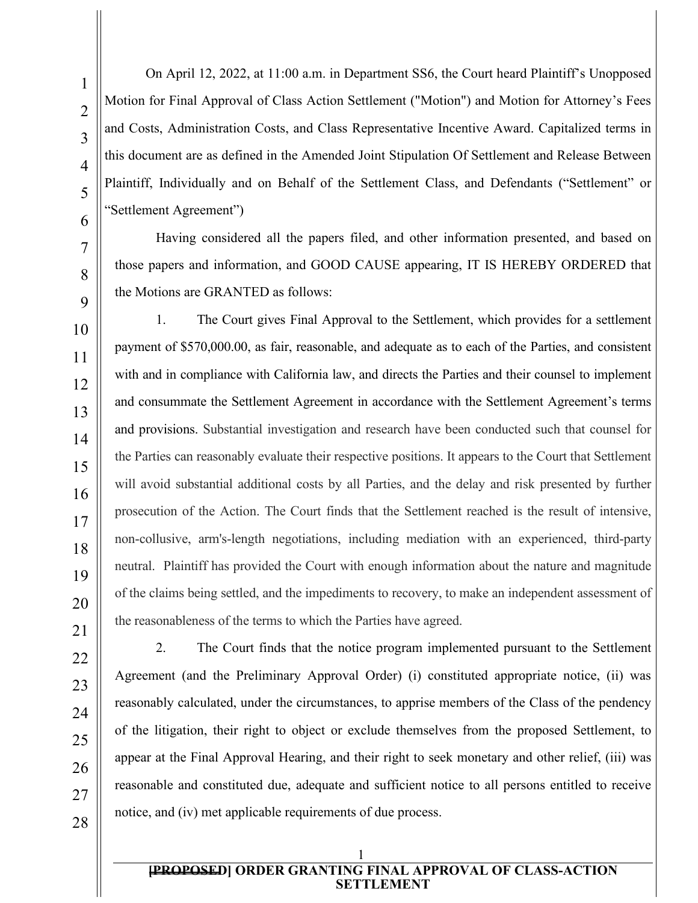On April 12, 2022, at 11:00 a.m. in Department SS6, the Court heard Plaintiff's Unopposed Motion for Final Approval of Class Action Settlement ("Motion") and Motion for Attorney's Fees and Costs, Administration Costs, and Class Representative Incentive Award. Capitalized terms in this document are as defined in the Amended Joint Stipulation Of Settlement and Release Between Plaintiff, Individually and on Behalf of the Settlement Class, and Defendants ("Settlement" or "Settlement Agreement")

Having considered all the papers filed, and other information presented, and based on those papers and information, and GOOD CAUSE appearing, IT IS HEREBY ORDERED that the Motions are GRANTED as follows:

1. The Court gives Final Approval to the Settlement, which provides for a settlement payment of $570,000.00, as fair, reasonable, and adequate as to each of the Parties, and consistent with and in compliance with California law, and directs the Parties and their counsel to implement and consummate the Settlement Agreement in accordance with the Settlement Agreement's terms and provisions. Substantial investigation and research have been conducted such that counsel for the Parties can reasonably evaluate their respective positions. It appears to the Court that Settlement will avoid substantial additional costs by all Parties, and the delay and risk presented by further prosecution of the Action. The Court finds that the Settlement reached is the result of intensive, non-collusive, arm's-length negotiations, including mediation with an experienced, third-party neutral. Plaintiff has provided the Court with enough information about the nature and magnitude of the claims being settled, and the impediments to recovery, to make an independent assessment of the reasonableness of the terms to which the Parties have agreed.

2. The Court finds that the notice program implemented pursuant to the Settlement Agreement (and the Preliminary Approval Order) (i) constituted appropriate notice, (ii) was reasonably calculated, under the circumstances, to apprise members of the Class of the pendency of the litigation, their right to object or exclude themselves from the proposed Settlement, to appear at the Final Approval Hearing, and their right to seek monetary and other relief, (iii) was reasonable and constituted due, adequate and sufficient notice to all persons entitled to receive notice, and (iv) met applicable requirements of due process.

**~~[PROPOSED~~] ORDER GRANTING FINAL APPROVAL OF CLASS-ACTION SETTLEMENT**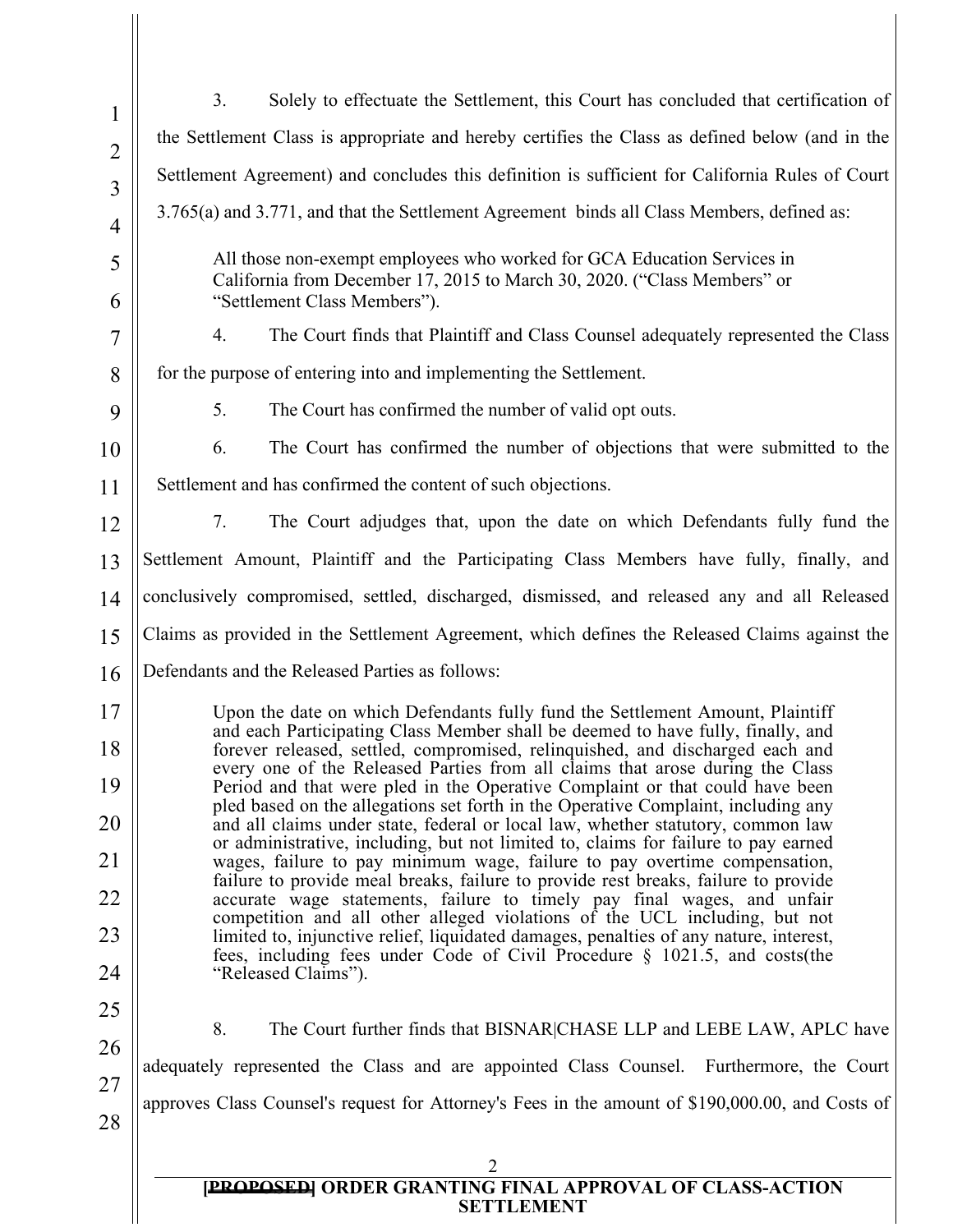3. Solely to effectuate the Settlement, this Court has concluded that certification of the Settlement Class is appropriate and hereby certifies the Class as defined below (and in the Settlement Agreement) and concludes this definition is sufficient for California Rules of Court 3.765(a) and 3.771, and that the Settlement Agreement binds all Class Members, defined as:

> All those non-exempt employees who worked for GCA Education Services in California from December 17, 2015 to March 30, 2020. ("Class Members" or "Settlement Class Members").

4. The Court finds that Plaintiff and Class Counsel adequately represented the Class for the purpose of entering into and implementing the Settlement.

5. The Court has confirmed the number of valid opt outs.

6. The Court has confirmed the number of objections that were submitted to the Settlement and has confirmed the content of such objections.

7. The Court adjudges that, upon the date on which Defendants fully fund the Settlement Amount, Plaintiff and the Participating Class Members have fully, finally, and conclusively compromised, settled, discharged, dismissed, and released any and all Released Claims as provided in the Settlement Agreement, which defines the Released Claims against the Defendants and the Released Parties as follows:

> Upon the date on which Defendants fully fund the Settlement Amount, Plaintiff and each Participating Class Member shall be deemed to have fully, finally, and forever released, settled, compromised, relinquished, and discharged each and every one of the Released Parties from all claims that arose during the Class Period and that were pled in the Operative Complaint or that could have been pled based on the allegations set forth in the Operative Complaint, including any and all claims under state, federal or local law, whether statutory, common law or administrative, including, but not limited to, claims for failure to pay earned wages, failure to pay minimum wage, failure to pay overtime compensation, failure to provide meal breaks, failure to provide rest breaks, failure to provide accurate wage statements, failure to timely pay final wages, and unfair competition and all other alleged violations of the UCL including, but not limited to, injunctive relief, liquidated damages, penalties of any nature, interest, fees, including fees under Code of Civil Procedure § 1021.5, and costs(the "Released Claims").

8. The Court further finds that BISNAR|CHASE LLP and LEBE LAW, APLC have adequately represented the Class and are appointed Class Counsel. Furthermore, the Court approves Class Counsel's request for Attorney's Fees in the amount of $190,000.00, and Costs of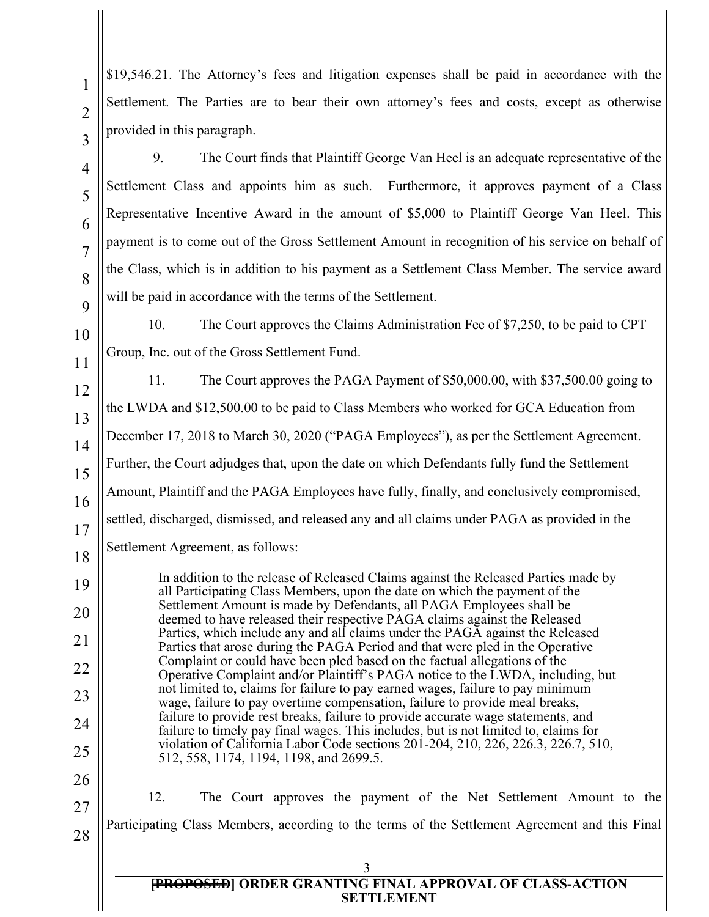$19,546.21. The Attorney's fees and litigation expenses shall be paid in accordance with the Settlement. The Parties are to bear their own attorney's fees and costs, except as otherwise provided in this paragraph.

9. The Court finds that Plaintiff George Van Heel is an adequate representative of the Settlement Class and appoints him as such. Furthermore, it approves payment of a Class Representative Incentive Award in the amount of $5,000 to Plaintiff George Van Heel. This payment is to come out of the Gross Settlement Amount in recognition of his service on behalf of the Class, which is in addition to his payment as a Settlement Class Member. The service award will be paid in accordance with the terms of the Settlement.

10. The Court approves the Claims Administration Fee of $7,250, to be paid to CPT Group, Inc. out of the Gross Settlement Fund.

11. The Court approves the PAGA Payment of $50,000.00, with $37,500.00 going to the LWDA and $12,500.00 to be paid to Class Members who worked for GCA Education from December 17, 2018 to March 30, 2020 ("PAGA Employees"), as per the Settlement Agreement. Further, the Court adjudges that, upon the date on which Defendants fully fund the Settlement Amount, Plaintiff and the PAGA Employees have fully, finally, and conclusively compromised, settled, discharged, dismissed, and released any and all claims under PAGA as provided in the Settlement Agreement, as follows:

> In addition to the release of Released Claims against the Released Parties made by all Participating Class Members, upon the date on which the payment of the Settlement Amount is made by Defendants, all PAGA Employees shall be deemed to have released their respective PAGA claims against the Released Parties, which include any and all claims under the PAGA against the Released Parties that arose during the PAGA Period and that were pled in the Operative Complaint or could have been pled based on the factual allegations of the Operative Complaint and/or Plaintiff's PAGA notice to the LWDA, including, but not limited to, claims for failure to pay earned wages, failure to pay minimum wage, failure to pay overtime compensation, failure to provide meal breaks, failure to provide rest breaks, failure to provide accurate wage statements, and failure to timely pay final wages. This includes, but is not limited to, claims for violation of California Labor Code sections 201-204, 210, 226, 226.3, 226.7, 510, 512, 558, 1174, 1194, 1198, and 2699.5.

12. The Court approves the payment of the Net Settlement Amount to the Participating Class Members, according to the terms of the Settlement Agreement and this Final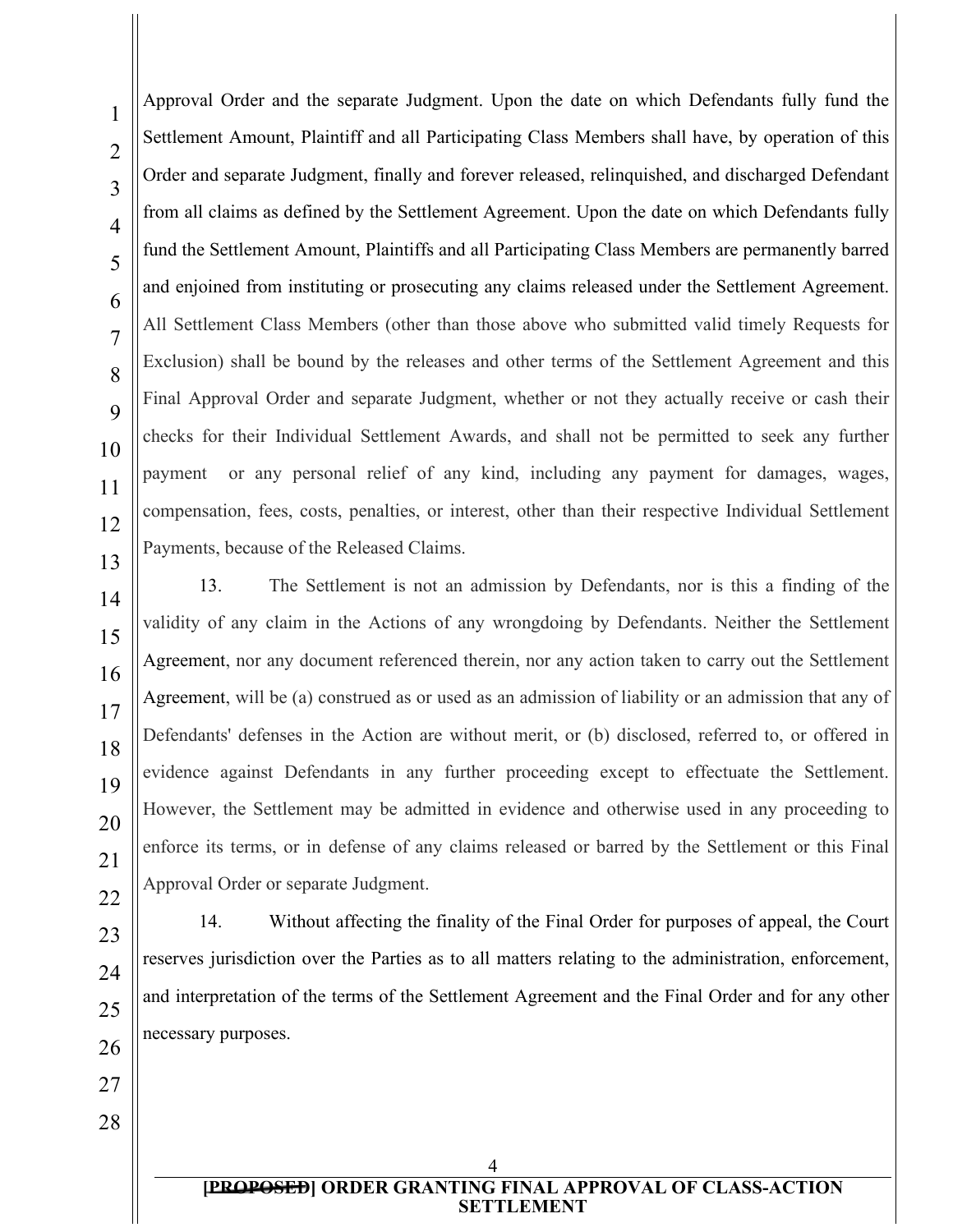Approval Order and the separate Judgment. Upon the date on which Defendants fully fund the Settlement Amount, Plaintiff and all Participating Class Members shall have, by operation of this Order and separate Judgment, finally and forever released, relinquished, and discharged Defendant from all claims as defined by the Settlement Agreement. Upon the date on which Defendants fully fund the Settlement Amount, Plaintiffs and all Participating Class Members are permanently barred and enjoined from instituting or prosecuting any claims released under the Settlement Agreement. All Settlement Class Members (other than those above who submitted valid timely Requests for Exclusion) shall be bound by the releases and other terms of the Settlement Agreement and this Final Approval Order and separate Judgment, whether or not they actually receive or cash their checks for their Individual Settlement Awards, and shall not be permitted to seek any further payment or any personal relief of any kind, including any payment for damages, wages, compensation, fees, costs, penalties, or interest, other than their respective Individual Settlement Payments, because of the Released Claims.

13. The Settlement is not an admission by Defendants, nor is this a finding of the validity of any claim in the Actions of any wrongdoing by Defendants. Neither the Settlement Agreement, nor any document referenced therein, nor any action taken to carry out the Settlement Agreement, will be (a) construed as or used as an admission of liability or an admission that any of Defendants' defenses in the Action are without merit, or (b) disclosed, referred to, or offered in evidence against Defendants in any further proceeding except to effectuate the Settlement. However, the Settlement may be admitted in evidence and otherwise used in any proceeding to enforce its terms, or in defense of any claims released or barred by the Settlement or this Final Approval Order or separate Judgment.

14. Without affecting the finality of the Final Order for purposes of appeal, the Court reserves jurisdiction over the Parties as to all matters relating to the administration, enforcement, and interpretation of the terms of the Settlement Agreement and the Final Order and for any other necessary purposes.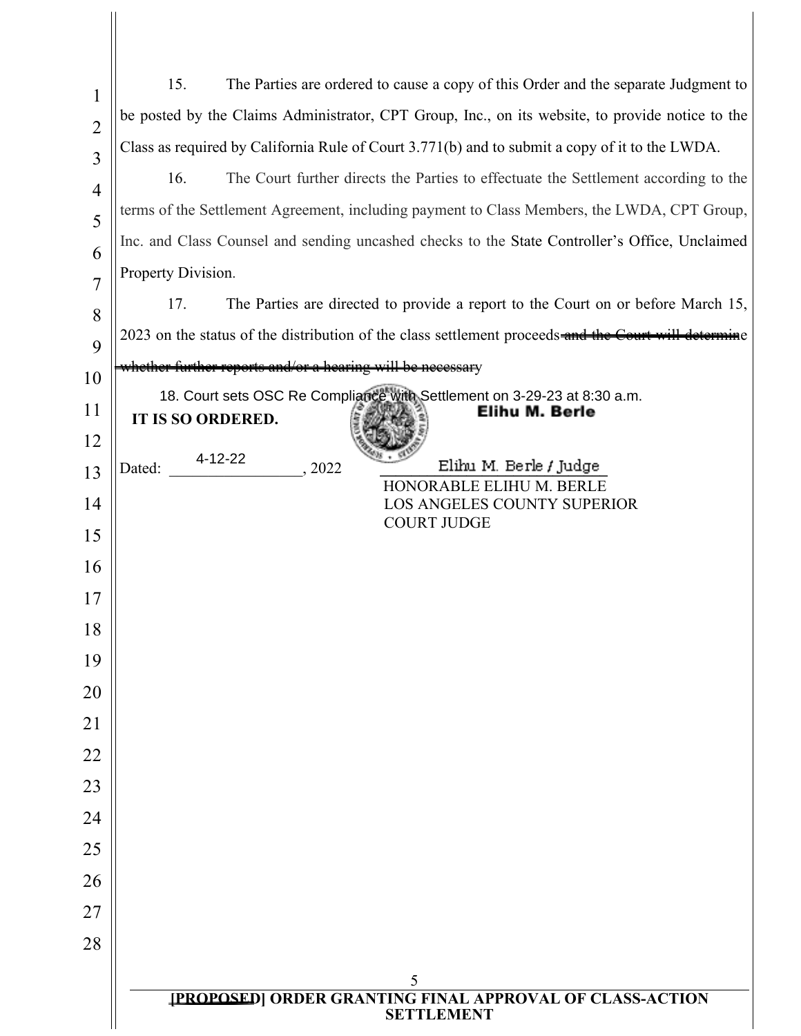15. The Parties are ordered to cause a copy of this Order and the separate Judgment to be posted by the Claims Administrator, CPT Group, Inc., on its website, to provide notice to the Class as required by California Rule of Court 3.771(b) and to submit a copy of it to the LWDA.

16. The Court further directs the Parties to effectuate the Settlement according to the terms of the Settlement Agreement, including payment to Class Members, the LWDA, CPT Group, Inc. and Class Counsel and sending uncashed checks to the State Controller's Office, Unclaimed Property Division.

17. The Parties are directed to provide a report to the Court on or before March 15, 2023 on the status of the distribution of the class settlement proceeds ~~and the Court will determine whether further reports and/or a hearing will be necessary~~

18. Court sets OSC Re Compliance with Settlement on 3-29-23 at 8:30 a.m.

**IT IS SO ORDERED.**

Dated: 4-12-22, 2022

Elihu M. Berle

Elihu M. Berle / Judge

HONORABLE ELIHU M. BERLE
LOS ANGELES COUNTY SUPERIOR
COURT JUDGE

**~~[PROPOSED]~~ ORDER GRANTING FINAL APPROVAL OF CLASS-ACTION SETTLEMENT**